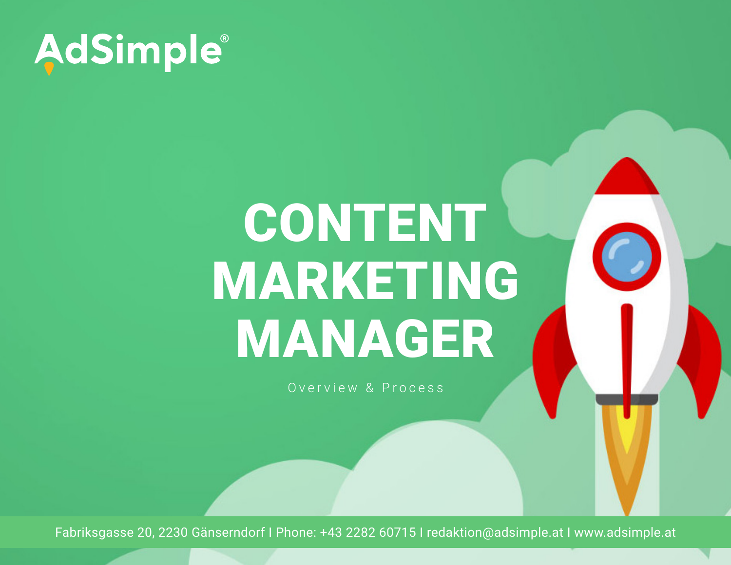AdSimple®

# CONTENT MARKETING MANAGER

Overview & Process

Fabriksgasse 20, 2230 Gänserndorf I Phone: +43 2282 60715 I redaktion@adsimple.at I www.adsimple.at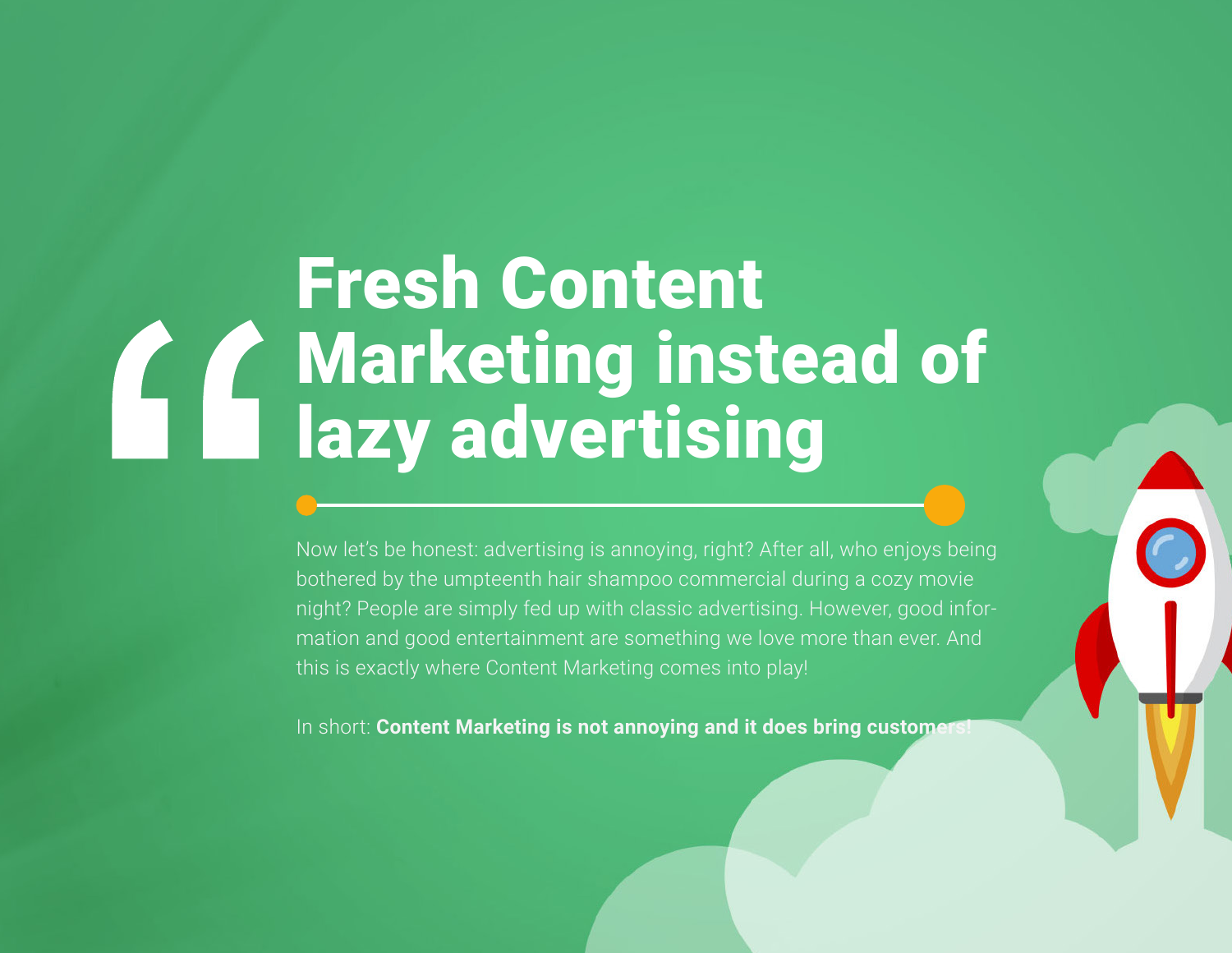# Fresh Content Marketing instead of lazy advertising

Now let's be honest: advertising is annoying, right? After all, who enjoys being bothered by the umpteenth hair shampoo commercial during a cozy movie night? People are simply fed up with classic advertising. However, good information and good entertainment are something we love more than ever. And this is exactly where Content Marketing comes into play!

In short: **Content Marketing is not annoying and it does bring customers!**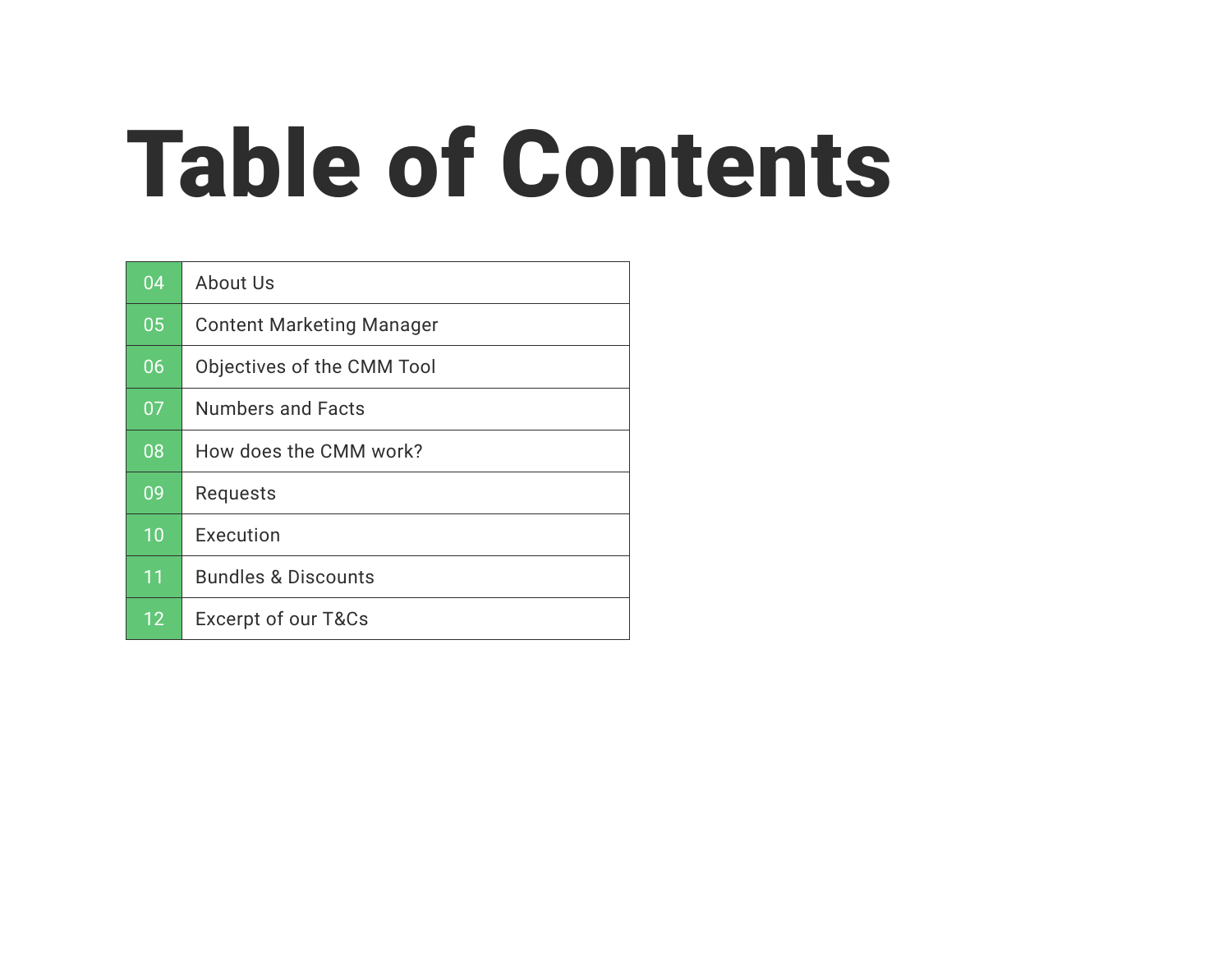# Table of Contents

| | |
|---|---|
| 04 | About Us |
| 05 | Content Marketing Manager |
| 06 | Objectives of the CMM Tool |
| 07 | Numbers and Facts |
| 08 | How does the CMM work? |
| 09 | Requests |
| 10 | Execution |
| 11 | Bundles & Discounts |
| 12 | Excerpt of our T&Cs |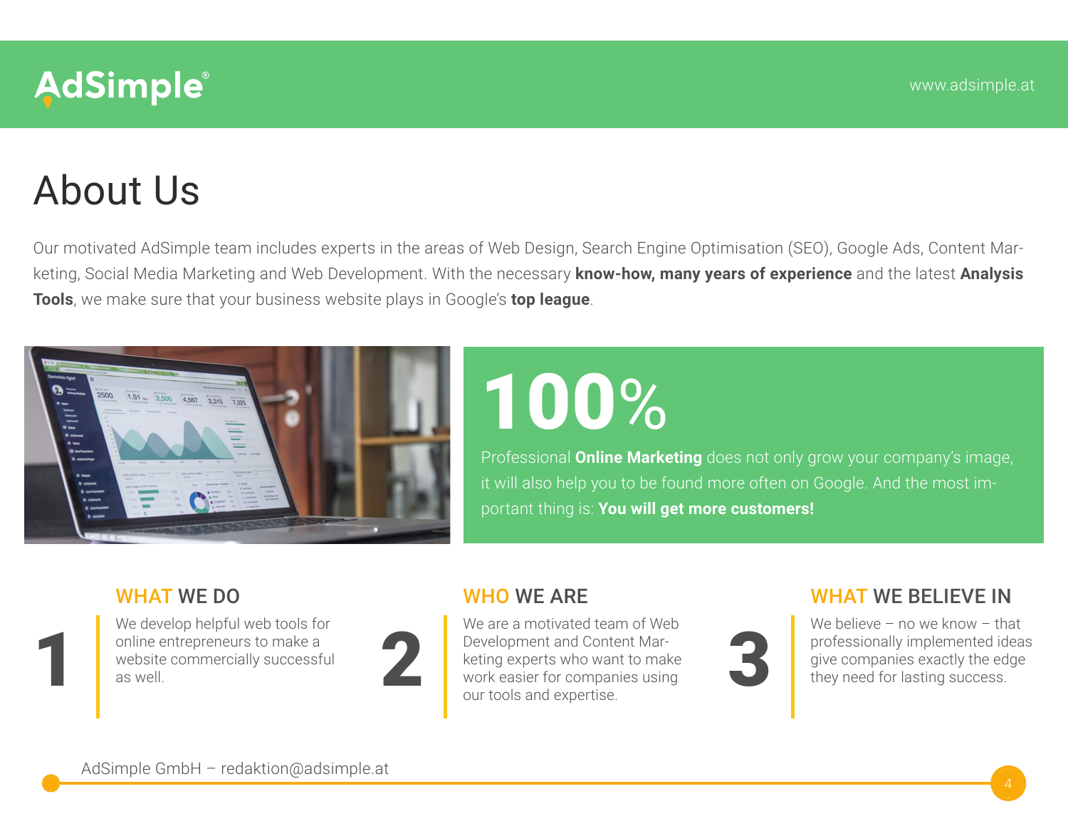# About Us

Our motivated AdSimple team includes experts in the areas of Web Design, Search Engine Optimisation (SEO), Google Ads, Content Marketing, Social Media Marketing and Web Development. With the necessary **know-how, many years of experience** and the latest **Analysis Tools**, we make sure that your business website plays in Google's **top league**.

## 100%

Professional **Online Marketing** does not only grow your company's image, it will also help you to be found more often on Google. And the most important thing is: **You will get more customers!**

### 1 WHAT WE DO

We develop helpful web tools for online entrepreneurs to make a website commercially successful as well.

### 2 WHO WE ARE

We are a motivated team of Web Development and Content Marketing experts who want to make work easier for companies using our tools and expertise.

### 3 WHAT WE BELIEVE IN

We believe – no we know – that professionally implemented ideas give companies exactly the edge they need for lasting success.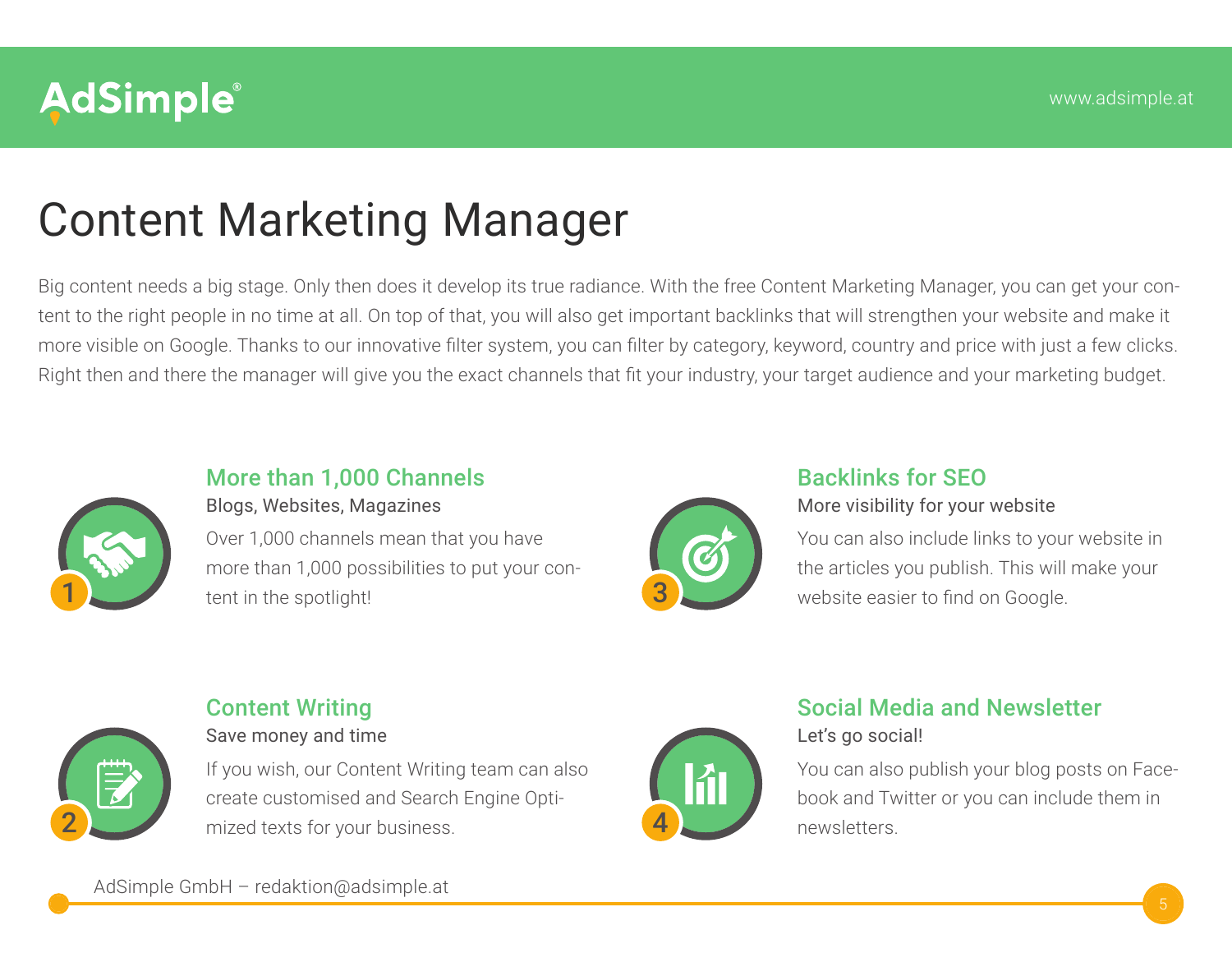# Content Marketing Manager

Big content needs a big stage. Only then does it develop its true radiance. With the free Content Marketing Manager, you can get your content to the right people in no time at all. On top of that, you will also get important backlinks that will strengthen your website and make it more visible on Google. Thanks to our innovative filter system, you can filter by category, keyword, country and price with just a few clicks. Right then and there the manager will give you the exact channels that fit your industry, your target audience and your marketing budget.

## 1 More than 1,000 Channels

Blogs, Websites, Magazines

Over 1,000 channels mean that you have more than 1,000 possibilities to put your content in the spotlight!

## 2 Content Writing

Save money and time

If you wish, our Content Writing team can also create customised and Search Engine Optimized texts for your business.

## 3 Backlinks for SEO

More visibility for your website

You can also include links to your website in the articles you publish. This will make your website easier to find on Google.

## 4 Social Media and Newsletter

Let's go social!

You can also publish your blog posts on Facebook and Twitter or you can include them in newsletters.

AdSimple GmbH – redaktion@adsimple.at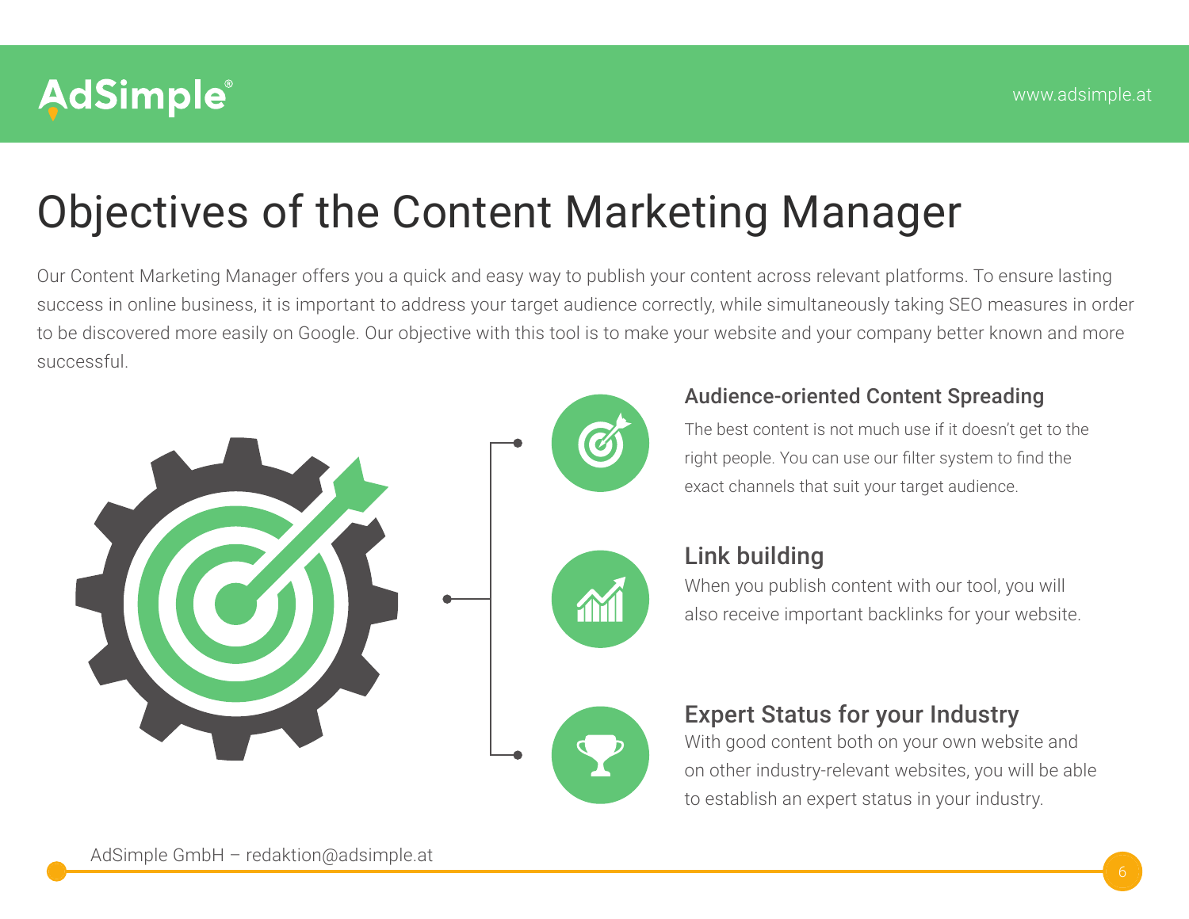# Objectives of the Content Marketing Manager

Our Content Marketing Manager offers you a quick and easy way to publish your content across relevant platforms. To ensure lasting success in online business, it is important to address your target audience correctly, while simultaneously taking SEO measures in order to be discovered more easily on Google. Our objective with this tool is to make your website and your company better known and more successful.

## Audience-oriented Content Spreading

The best content is not much use if it doesn't get to the right people. You can use our filter system to find the exact channels that suit your target audience.

## Link building

When you publish content with our tool, you will also receive important backlinks for your website.

## Expert Status for your Industry

With good content both on your own website and on other industry-relevant websites, you will be able to establish an expert status in your industry.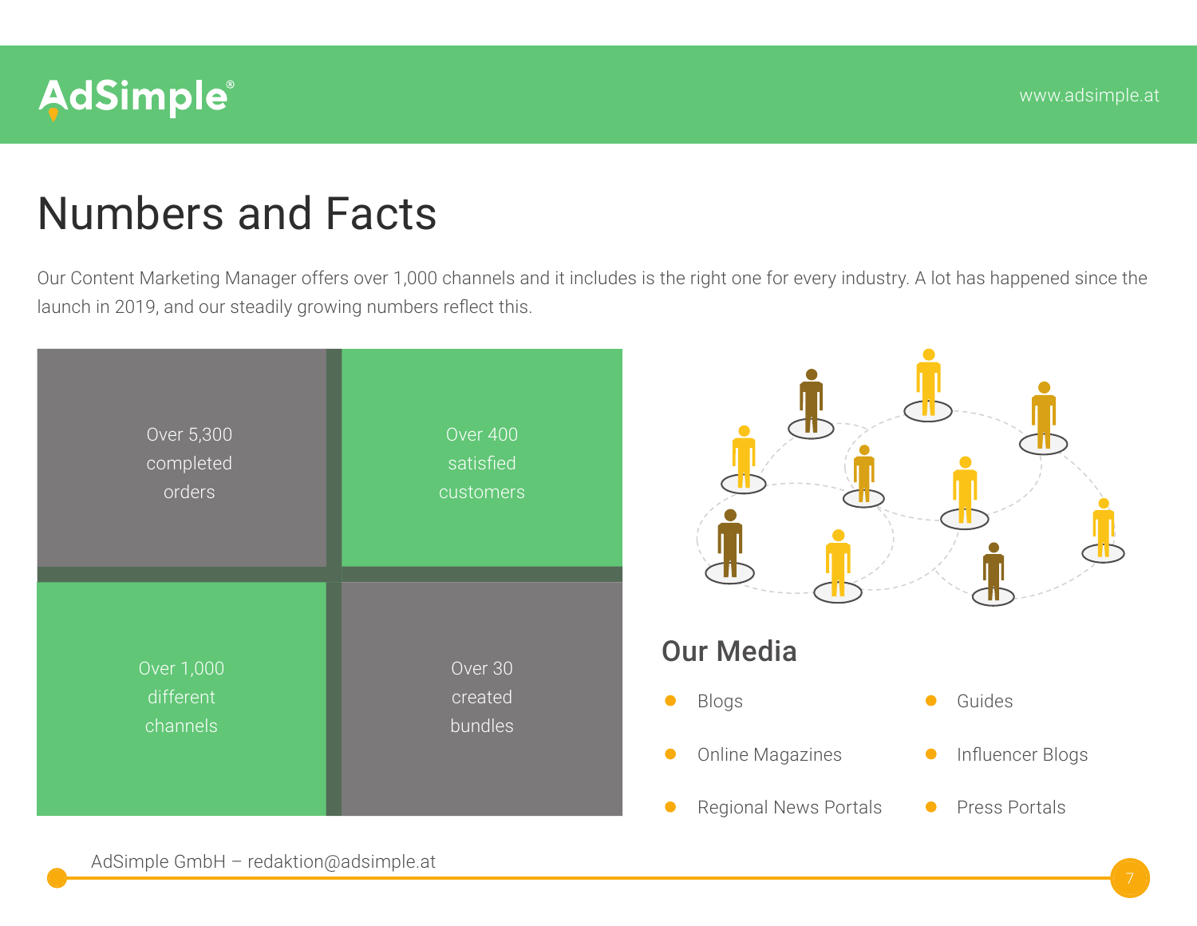# Numbers and Facts

Our Content Marketing Manager offers over 1,000 channels and it includes is the right one for every industry. A lot has happened since the launch in 2019, and our steadily growing numbers reflect this.

Over 5,300 completed orders

Over 400 satisfied customers

Over 1,000 different channels

Over 30 created bundles

## Our Media

- Blogs
- Online Magazines
- Regional News Portals
- Guides
- Influencer Blogs
- Press Portals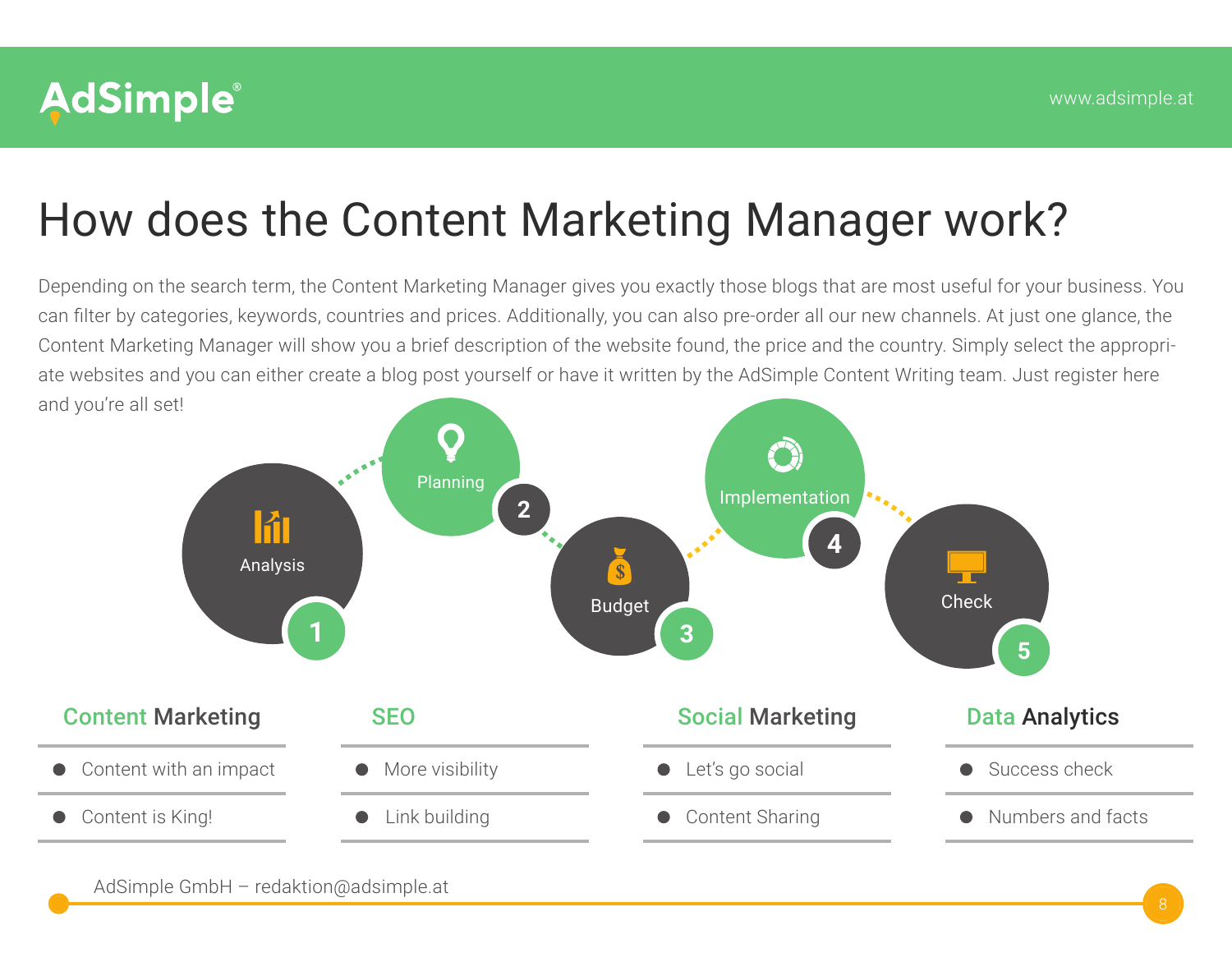# How does the Content Marketing Manager work?

Depending on the search term, the Content Marketing Manager gives you exactly those blogs that are most useful for your business. You can filter by categories, keywords, countries and prices. Additionally, you can also pre-order all our new channels. At just one glance, the Content Marketing Manager will show you a brief description of the website found, the price and the country. Simply select the appropriate websites and you can either create a blog post yourself or have it written by the AdSimple Content Writing team. Just register here and you're all set!

1. Analysis
2. Planning
3. Budget
4. Implementation
5. Check

### Content Marketing

- Content with an impact
- Content is King!

### SEO

- More visibility
- Link building

### Social Marketing

- Let's go social
- Content Sharing

### Data Analytics

- Success check
- Numbers and facts

AdSimple GmbH – redaktion@adsimple.at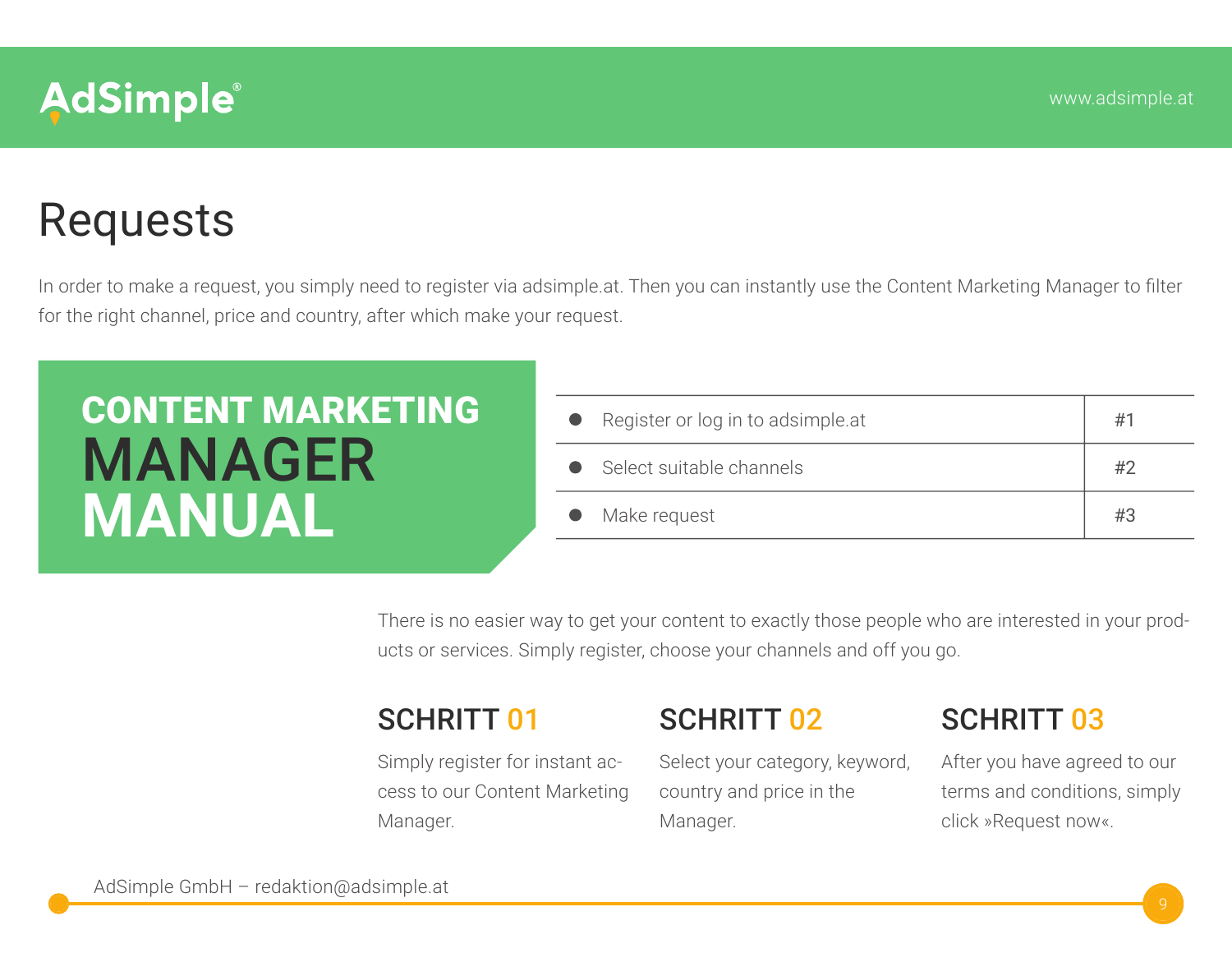# Requests

In order to make a request, you simply need to register via adsimple.at. Then you can instantly use the Content Marketing Manager to filter for the right channel, price and country, after which make your request.

**CONTENT MARKETING**
**MANAGER**
**MANUAL**

| | |
|---|---|
| ● Register or log in to adsimple.at | #1 |
| ● Select suitable channels | #2 |
| ● Make request | #3 |

There is no easier way to get your content to exactly those people who are interested in your products or services. Simply register, choose your channels and off you go.

### SCHRITT 01

Simply register for instant access to our Content Marketing Manager.

### SCHRITT 02

Select your category, keyword, country and price in the Manager.

### SCHRITT 03

After you have agreed to our terms and conditions, simply click »Request now«.

AdSimple GmbH – redaktion@adsimple.at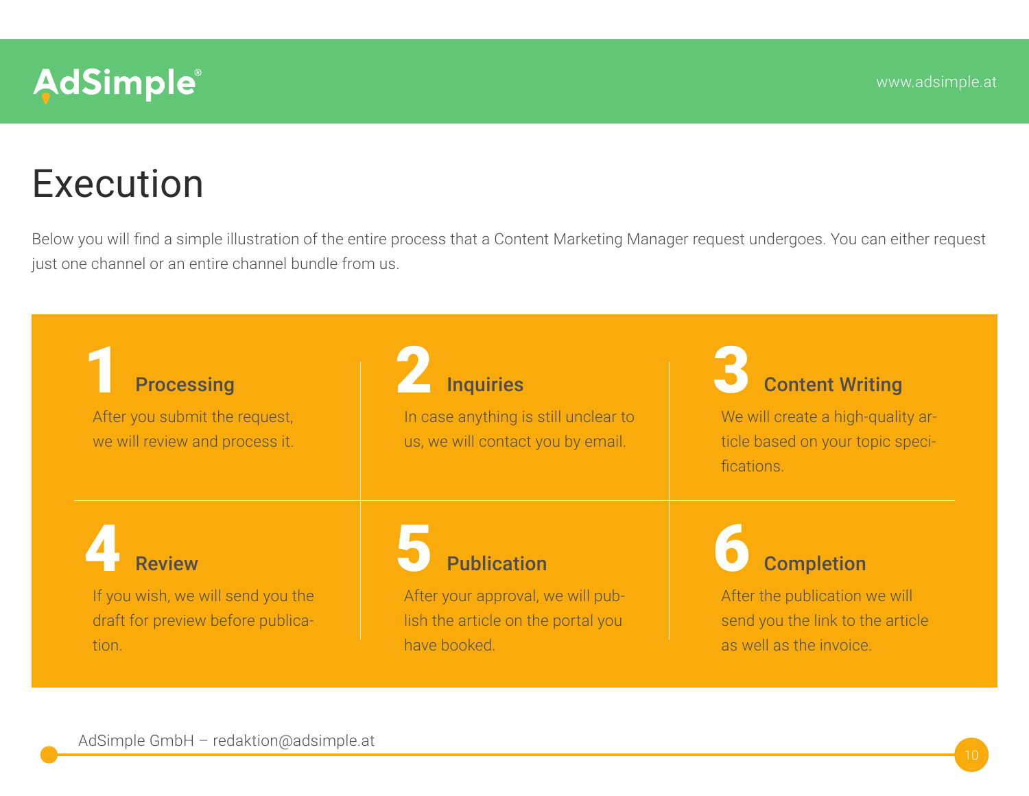# Execution

Below you will find a simple illustration of the entire process that a Content Marketing Manager request undergoes. You can either request just one channel or an entire channel bundle from us.

### 1 Processing

After you submit the request, we will review and process it.

### 2 Inquiries

In case anything is still unclear to us, we will contact you by email.

### 3 Content Writing

We will create a high-quality article based on your topic specifications.

### 4 Review

If you wish, we will send you the draft for preview before publication.

### 5 Publication

After your approval, we will publish the article on the portal you have booked.

### 6 Completion

After the publication we will send you the link to the article as well as the invoice.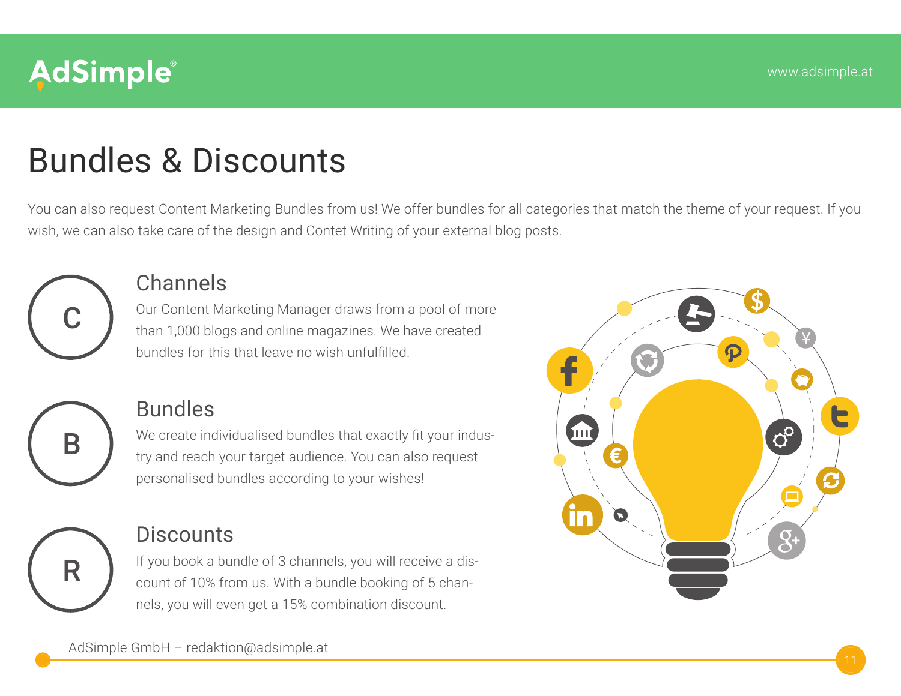# Bundles & Discounts

You can also request Content Marketing Bundles from us! We offer bundles for all categories that match the theme of your request. If you wish, we can also take care of the design and Contet Writing of your external blog posts.

## Channels

Our Content Marketing Manager draws from a pool of more than 1,000 blogs and online magazines. We have created bundles for this that leave no wish unfulfilled.

## Bundles

We create individualised bundles that exactly fit your industry and reach your target audience. You can also request personalised bundles according to your wishes!

## Discounts

If you book a bundle of 3 channels, you will receive a discount of 10% from us. With a bundle booking of 5 channels, you will even get a 15% combination discount.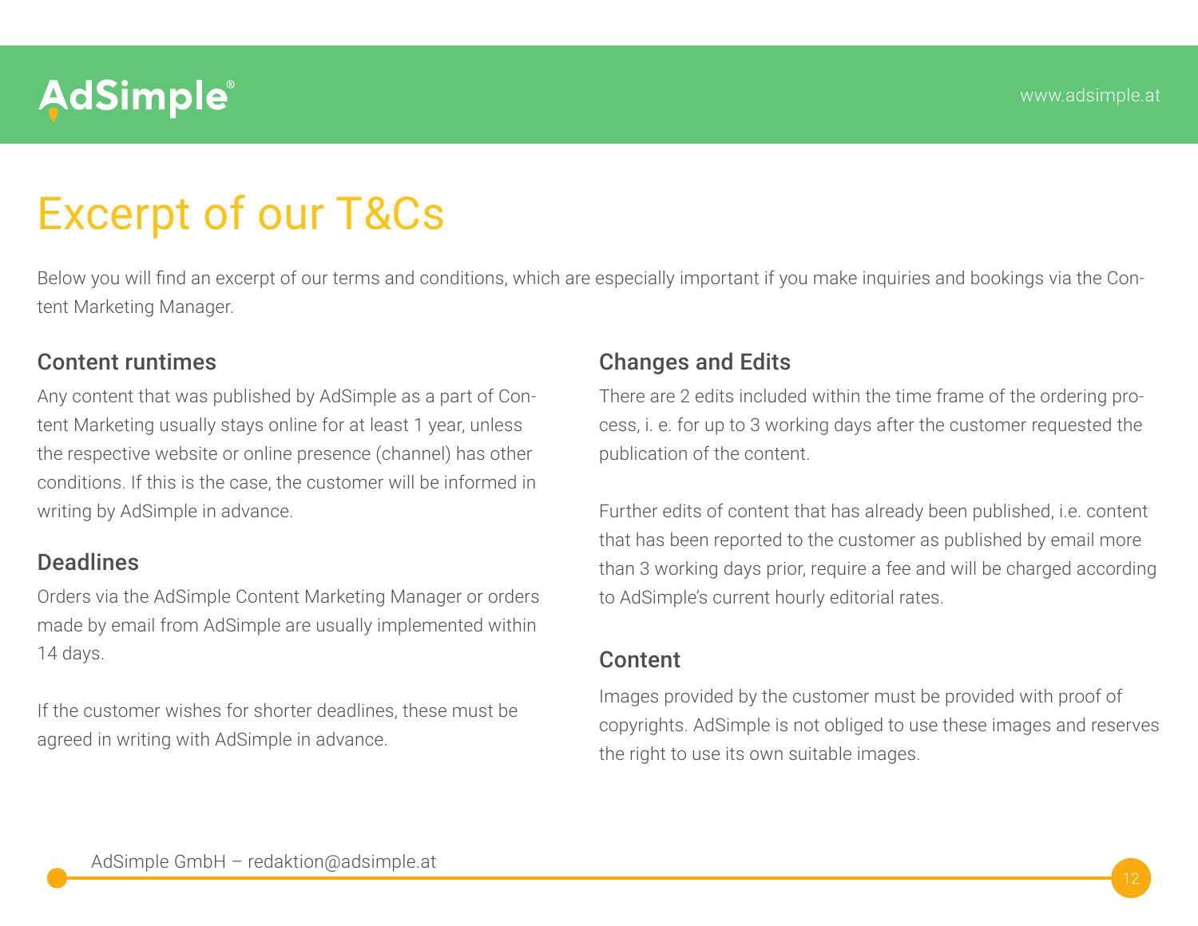# Excerpt of our T&Cs

Below you will find an excerpt of our terms and conditions, which are especially important if you make inquiries and bookings via the Content Marketing Manager.

## Content runtimes

Any content that was published by AdSimple as a part of Content Marketing usually stays online for at least 1 year, unless the respective website or online presence (channel) has other conditions. If this is the case, the customer will be informed in writing by AdSimple in advance.

## Deadlines

Orders via the AdSimple Content Marketing Manager or orders made by email from AdSimple are usually implemented within 14 days.

If the customer wishes for shorter deadlines, these must be agreed in writing with AdSimple in advance.

## Changes and Edits

There are 2 edits included within the time frame of the ordering process, i. e. for up to 3 working days after the customer requested the publication of the content.

Further edits of content that has already been published, i.e. content that has been reported to the customer as published by email more than 3 working days prior, require a fee and will be charged according to AdSimple's current hourly editorial rates.

## Content

Images provided by the customer must be provided with proof of copyrights. AdSimple is not obliged to use these images and reserves the right to use its own suitable images.

AdSimple GmbH – redaktion@adsimple.at